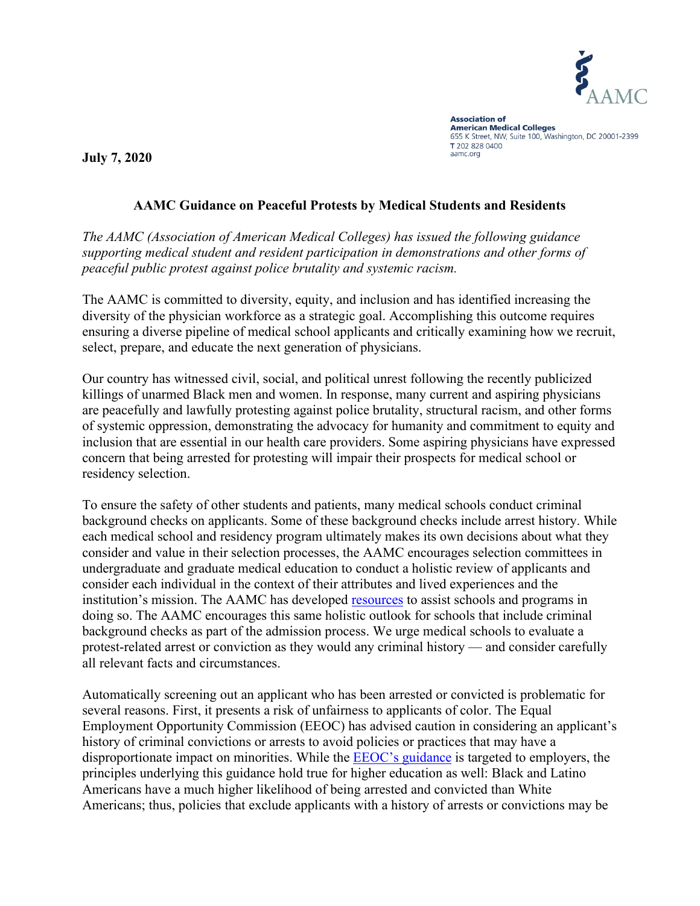Association of American Medical Colleges
655 K Street, NW, Suite 100, Washington, DC 20001-2399
T 202 828 0400
aamc.org

**July 7, 2020**

## AAMC Guidance on Peaceful Protests by Medical Students and Residents

*The AAMC (Association of American Medical Colleges) has issued the following guidance supporting medical student and resident participation in demonstrations and other forms of peaceful public protest against police brutality and systemic racism.*

The AAMC is committed to diversity, equity, and inclusion and has identified increasing the diversity of the physician workforce as a strategic goal. Accomplishing this outcome requires ensuring a diverse pipeline of medical school applicants and critically examining how we recruit, select, prepare, and educate the next generation of physicians.

Our country has witnessed civil, social, and political unrest following the recently publicized killings of unarmed Black men and women. In response, many current and aspiring physicians are peacefully and lawfully protesting against police brutality, structural racism, and other forms of systemic oppression, demonstrating the advocacy for humanity and commitment to equity and inclusion that are essential in our health care providers. Some aspiring physicians have expressed concern that being arrested for protesting will impair their prospects for medical school or residency selection.

To ensure the safety of other students and patients, many medical schools conduct criminal background checks on applicants. Some of these background checks include arrest history. While each medical school and residency program ultimately makes its own decisions about what they consider and value in their selection processes, the AAMC encourages selection committees in undergraduate and graduate medical education to conduct a holistic review of applicants and consider each individual in the context of their attributes and lived experiences and the institution's mission. The AAMC has developed resources to assist schools and programs in doing so. The AAMC encourages this same holistic outlook for schools that include criminal background checks as part of the admission process. We urge medical schools to evaluate a protest-related arrest or conviction as they would any criminal history — and consider carefully all relevant facts and circumstances.

Automatically screening out an applicant who has been arrested or convicted is problematic for several reasons. First, it presents a risk of unfairness to applicants of color. The Equal Employment Opportunity Commission (EEOC) has advised caution in considering an applicant's history of criminal convictions or arrests to avoid policies or practices that may have a disproportionate impact on minorities. While the EEOC's guidance is targeted to employers, the principles underlying this guidance hold true for higher education as well: Black and Latino Americans have a much higher likelihood of being arrested and convicted than White Americans; thus, policies that exclude applicants with a history of arrests or convictions may be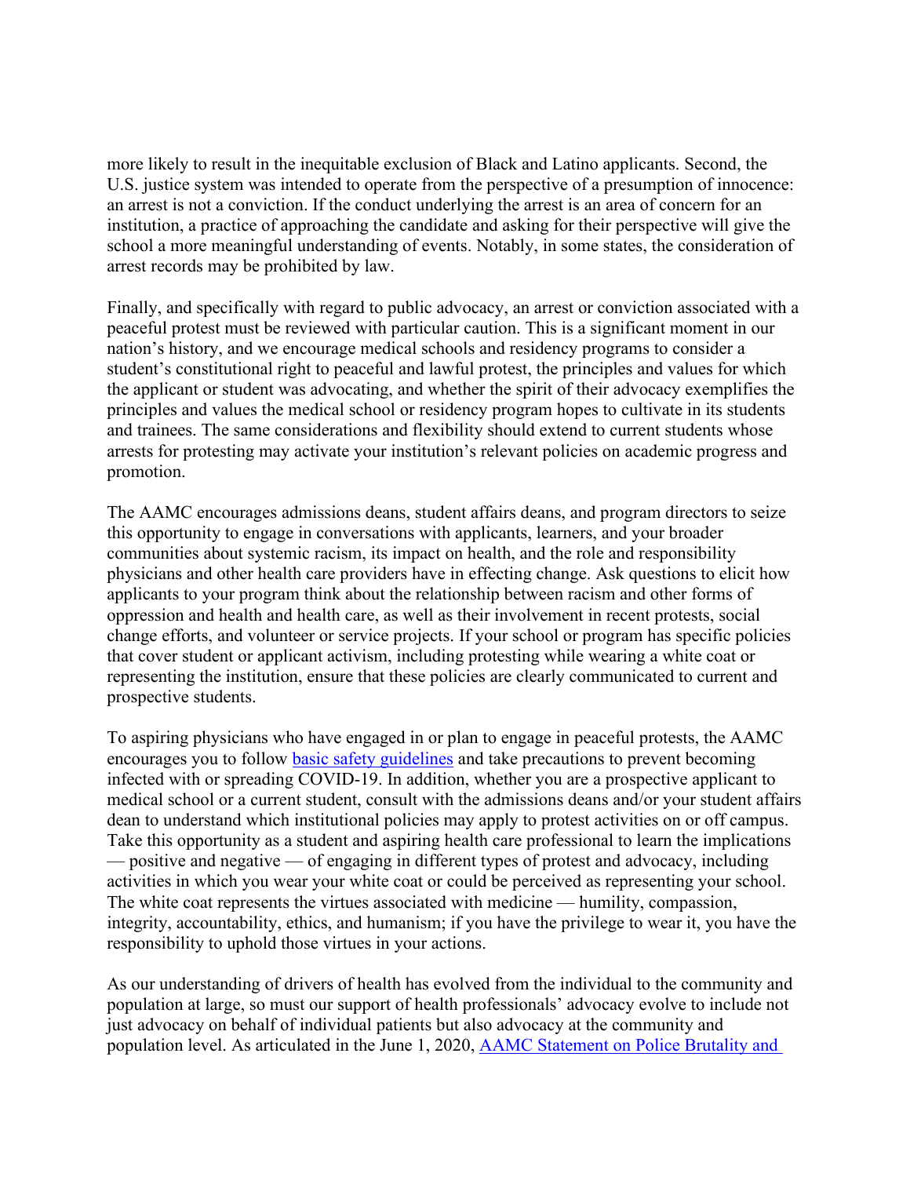more likely to result in the inequitable exclusion of Black and Latino applicants. Second, the U.S. justice system was intended to operate from the perspective of a presumption of innocence: an arrest is not a conviction. If the conduct underlying the arrest is an area of concern for an institution, a practice of approaching the candidate and asking for their perspective will give the school a more meaningful understanding of events. Notably, in some states, the consideration of arrest records may be prohibited by law.

Finally, and specifically with regard to public advocacy, an arrest or conviction associated with a peaceful protest must be reviewed with particular caution. This is a significant moment in our nation's history, and we encourage medical schools and residency programs to consider a student's constitutional right to peaceful and lawful protest, the principles and values for which the applicant or student was advocating, and whether the spirit of their advocacy exemplifies the principles and values the medical school or residency program hopes to cultivate in its students and trainees. The same considerations and flexibility should extend to current students whose arrests for protesting may activate your institution's relevant policies on academic progress and promotion.

The AAMC encourages admissions deans, student affairs deans, and program directors to seize this opportunity to engage in conversations with applicants, learners, and your broader communities about systemic racism, its impact on health, and the role and responsibility physicians and other health care providers have in effecting change. Ask questions to elicit how applicants to your program think about the relationship between racism and other forms of oppression and health and health care, as well as their involvement in recent protests, social change efforts, and volunteer or service projects. If your school or program has specific policies that cover student or applicant activism, including protesting while wearing a white coat or representing the institution, ensure that these policies are clearly communicated to current and prospective students.

To aspiring physicians who have engaged in or plan to engage in peaceful protests, the AAMC encourages you to follow [basic safety guidelines](#) and take precautions to prevent becoming infected with or spreading COVID-19. In addition, whether you are a prospective applicant to medical school or a current student, consult with the admissions deans and/or your student affairs dean to understand which institutional policies may apply to protest activities on or off campus. Take this opportunity as a student and aspiring health care professional to learn the implications — positive and negative — of engaging in different types of protest and advocacy, including activities in which you wear your white coat or could be perceived as representing your school. The white coat represents the virtues associated with medicine — humility, compassion, integrity, accountability, ethics, and humanism; if you have the privilege to wear it, you have the responsibility to uphold those virtues in your actions.

As our understanding of drivers of health has evolved from the individual to the community and population at large, so must our support of health professionals' advocacy evolve to include not just advocacy on behalf of individual patients but also advocacy at the community and population level. As articulated in the June 1, 2020, [AAMC Statement on Police Brutality and](#)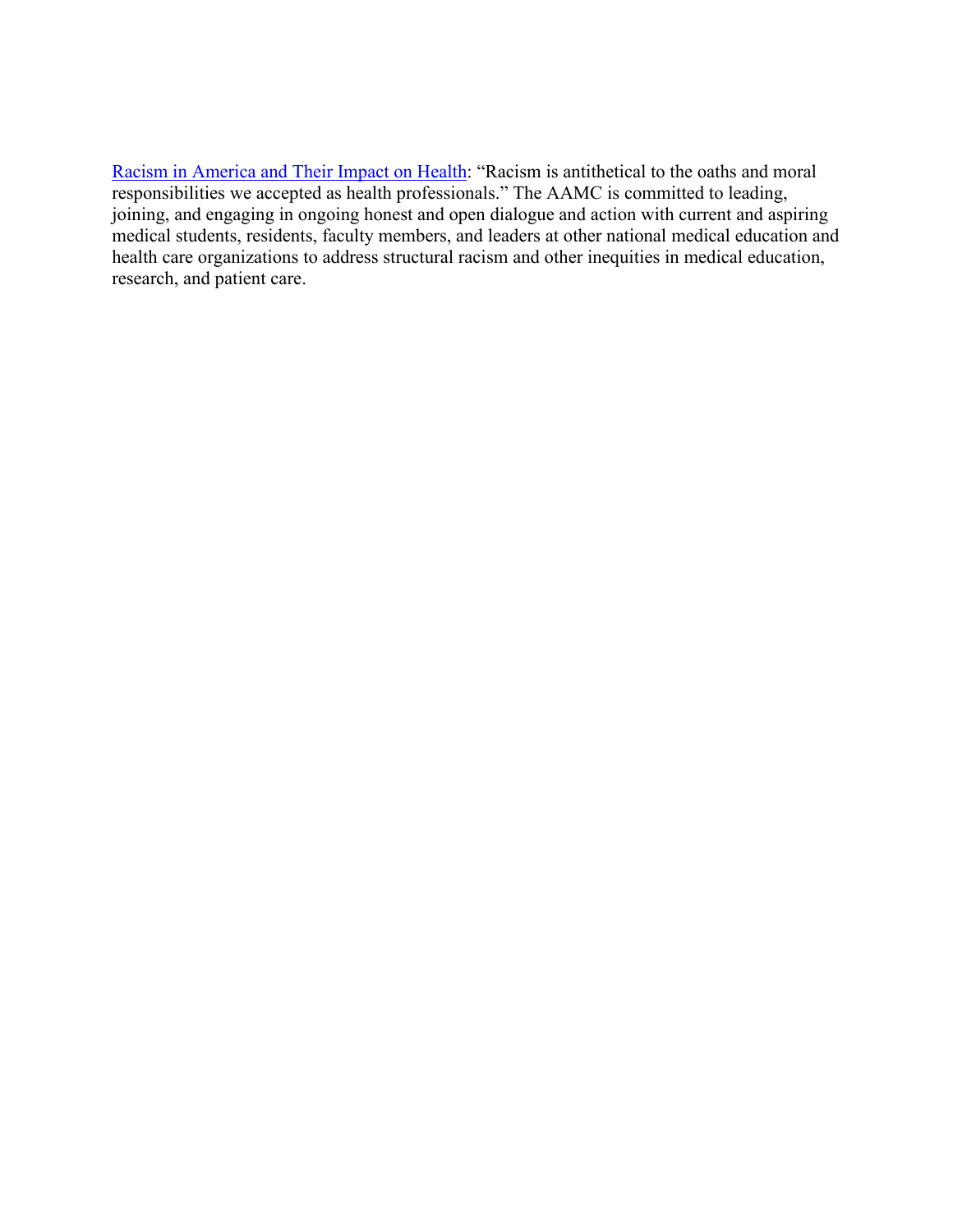Racism in America and Their Impact on Health: “Racism is antithetical to the oaths and moral responsibilities we accepted as health professionals.” The AAMC is committed to leading, joining, and engaging in ongoing honest and open dialogue and action with current and aspiring medical students, residents, faculty members, and leaders at other national medical education and health care organizations to address structural racism and other inequities in medical education, research, and patient care.